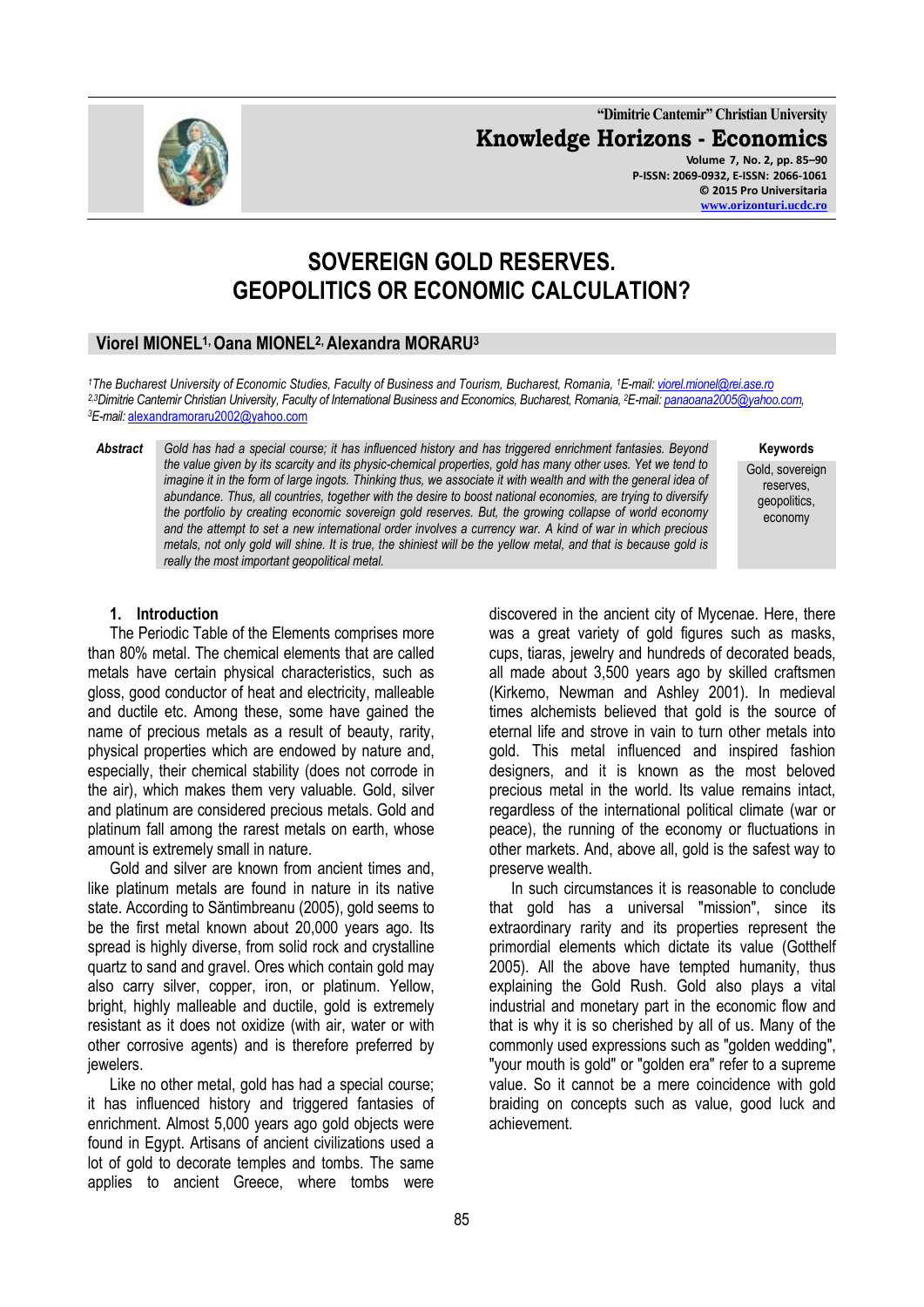# SOVEREIGN GOLD RESERVES. GEOPOLITICS OR ECONOMIC CALCULATION?

**Viorel MIONEL[1], Oana MIONEL[2], Alexandra MORARU[3]**

*[1]The Bucharest University of Economic Studies, Faculty of Business and Tourism, Bucharest, Romania, [1]E-mail:* viorel.mionel@rei.ase.ro
*[2,3]Dimitrie Cantemir Christian University, Faculty of International Business and Economics, Bucharest, Romania, [2]E-mail:* panaoana2005@yahoo.com,
*[3]E-mail:* alexandramoraru2002@yahoo.com

***Abstract*** *Gold has had a special course; it has influenced history and has triggered enrichment fantasies. Beyond the value given by its scarcity and its physic-chemical properties, gold has many other uses. Yet we tend to imagine it in the form of large ingots. Thinking thus, we associate it with wealth and with the general idea of abundance. Thus, all countries, together with the desire to boost national economies, are trying to diversify the portfolio by creating economic sovereign gold reserves. But, the growing collapse of world economy and the attempt to set a new international order involves a currency war. A kind of war in which precious metals, not only gold will shine. It is true, the shiniest will be the yellow metal, and that is because gold is really the most important geopolitical metal.*

**Keywords**
Gold, sovereign reserves, geopolitics, economy

## 1. Introduction

The Periodic Table of the Elements comprises more than 80% metal. The chemical elements that are called metals have certain physical characteristics, such as gloss, good conductor of heat and electricity, malleable and ductile etc. Among these, some have gained the name of precious metals as a result of beauty, rarity, physical properties which are endowed by nature and, especially, their chemical stability (does not corrode in the air), which makes them very valuable. Gold, silver and platinum are considered precious metals. Gold and platinum fall among the rarest metals on earth, whose amount is extremely small in nature.

Gold and silver are known from ancient times and, like platinum metals are found in nature in its native state. According to Săntimbreanu (2005), gold seems to be the first metal known about 20,000 years ago. Its spread is highly diverse, from solid rock and crystalline quartz to sand and gravel. Ores which contain gold may also carry silver, copper, iron, or platinum. Yellow, bright, highly malleable and ductile, gold is extremely resistant as it does not oxidize (with air, water or with other corrosive agents) and is therefore preferred by jewelers.

Like no other metal, gold has had a special course; it has influenced history and triggered fantasies of enrichment. Almost 5,000 years ago gold objects were found in Egypt. Artisans of ancient civilizations used a lot of gold to decorate temples and tombs. The same applies to ancient Greece, where tombs were discovered in the ancient city of Mycenae. Here, there was a great variety of gold figures such as masks, cups, tiaras, jewelry and hundreds of decorated beads, all made about 3,500 years ago by skilled craftsmen (Kirkemo, Newman and Ashley 2001). In medieval times alchemists believed that gold is the source of eternal life and strove in vain to turn other metals into gold. This metal influenced and inspired fashion designers, and it is known as the most beloved precious metal in the world. Its value remains intact, regardless of the international political climate (war or peace), the running of the economy or fluctuations in other markets. And, above all, gold is the safest way to preserve wealth.

In such circumstances it is reasonable to conclude that gold has a universal "mission", since its extraordinary rarity and its properties represent the primordial elements which dictate its value (Gotthelf 2005). All the above have tempted humanity, thus explaining the Gold Rush. Gold also plays a vital industrial and monetary part in the economic flow and that is why it is so cherished by all of us. Many of the commonly used expressions such as "golden wedding", "your mouth is gold" or "golden era" refer to a supreme value. So it cannot be a mere coincidence with gold braiding on concepts such as value, good luck and achievement.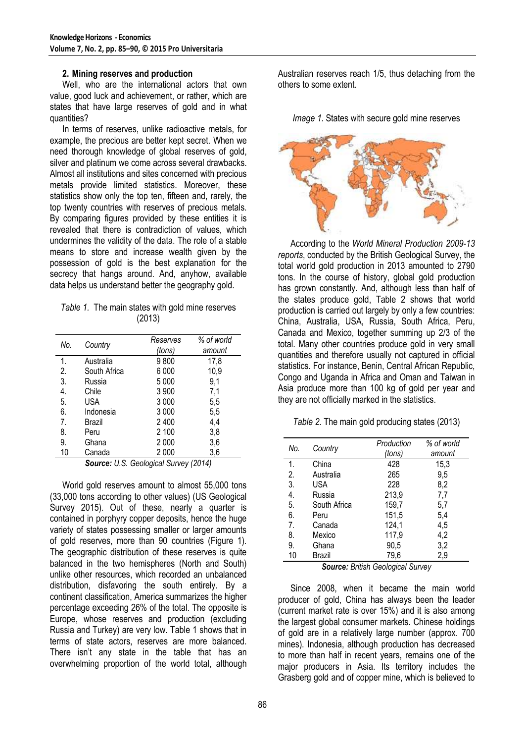### 2. Mining reserves and production

Well, who are the international actors that own value, good luck and achievement, or rather, which are states that have large reserves of gold and in what quantities?

In terms of reserves, unlike radioactive metals, for example, the precious are better kept secret. When we need thorough knowledge of global reserves of gold, silver and platinum we come across several drawbacks. Almost all institutions and sites concerned with precious metals provide limited statistics. Moreover, these statistics show only the top ten, fifteen and, rarely, the top twenty countries with reserves of precious metals. By comparing figures provided by these entities it is revealed that there is contradiction of values, which undermines the validity of the data. The role of a stable means to store and increase wealth given by the possession of gold is the best explanation for the secrecy that hangs around. And, anyhow, available data helps us understand better the geography gold.

*Table 1.* The main states with gold mine reserves (2013)

| No. | Country | Reserves (tons) | % of world amount |
|---|---|---|---|
| 1. | Australia | 9 800 | 17,8 |
| 2. | South Africa | 6 000 | 10,9 |
| 3. | Russia | 5 000 | 9,1 |
| 4. | Chile | 3 900 | 7,1 |
| 5. | USA | 3 000 | 5,5 |
| 6. | Indonesia | 3 000 | 5,5 |
| 7. | Brazil | 2 400 | 4,4 |
| 8. | Peru | 2 100 | 3,8 |
| 9. | Ghana | 2 000 | 3,6 |
| 10 | Canada | 2 000 | 3,6 |

***Source:** U.S. Geological Survey (2014)*

World gold reserves amount to almost 55,000 tons (33,000 tons according to other values) (US Geological Survey 2015). Out of these, nearly a quarter is contained in porphyry copper deposits, hence the huge variety of states possessing smaller or larger amounts of gold reserves, more than 90 countries (Figure 1). The geographic distribution of these reserves is quite balanced in the two hemispheres (North and South) unlike other resources, which recorded an unbalanced distribution, disfavoring the south entirely. By a continent classification, America summarizes the higher percentage exceeding 26% of the total. The opposite is Europe, whose reserves and production (excluding Russia and Turkey) are very low. Table 1 shows that in terms of state actors, reserves are more balanced. There isn't any state in the table that has an overwhelming proportion of the world total, although Australian reserves reach 1/5, thus detaching from the others to some extent.

*Image 1.* States with secure gold mine reserves

According to the *World Mineral Production 2009-13 reports*, conducted by the British Geological Survey, the total world gold production in 2013 amounted to 2790 tons. In the course of history, global gold production has grown constantly. And, although less than half of the states produce gold, Table 2 shows that world production is carried out largely by only a few countries: China, Australia, USA, Russia, South Africa, Peru, Canada and Mexico, together summing up 2/3 of the total. Many other countries produce gold in very small quantities and therefore usually not captured in official statistics. For instance, Benin, Central African Republic, Congo and Uganda in Africa and Oman and Taiwan in Asia produce more than 100 kg of gold per year and they are not officially marked in the statistics.

*Table 2.* The main gold producing states (2013)

| No. | Country | Production (tons) | % of world amount |
|---|---|---|---|
| 1. | China | 428 | 15,3 |
| 2. | Australia | 265 | 9,5 |
| 3. | USA | 228 | 8,2 |
| 4. | Russia | 213,9 | 7,7 |
| 5. | South Africa | 159,7 | 5,7 |
| 6. | Peru | 151,5 | 5,4 |
| 7. | Canada | 124,1 | 4,5 |
| 8. | Mexico | 117,9 | 4,2 |
| 9. | Ghana | 90,5 | 3,2 |
| 10 | Brazil | 79,6 | 2,9 |

***Source:** British Geological Survey*

Since 2008, when it became the main world producer of gold, China has always been the leader (current market rate is over 15%) and it is also among the largest global consumer markets. Chinese holdings of gold are in a relatively large number (approx. 700 mines). Indonesia, although production has decreased to more than half in recent years, remains one of the major producers in Asia. Its territory includes the Grasberg gold and of copper mine, which is believed to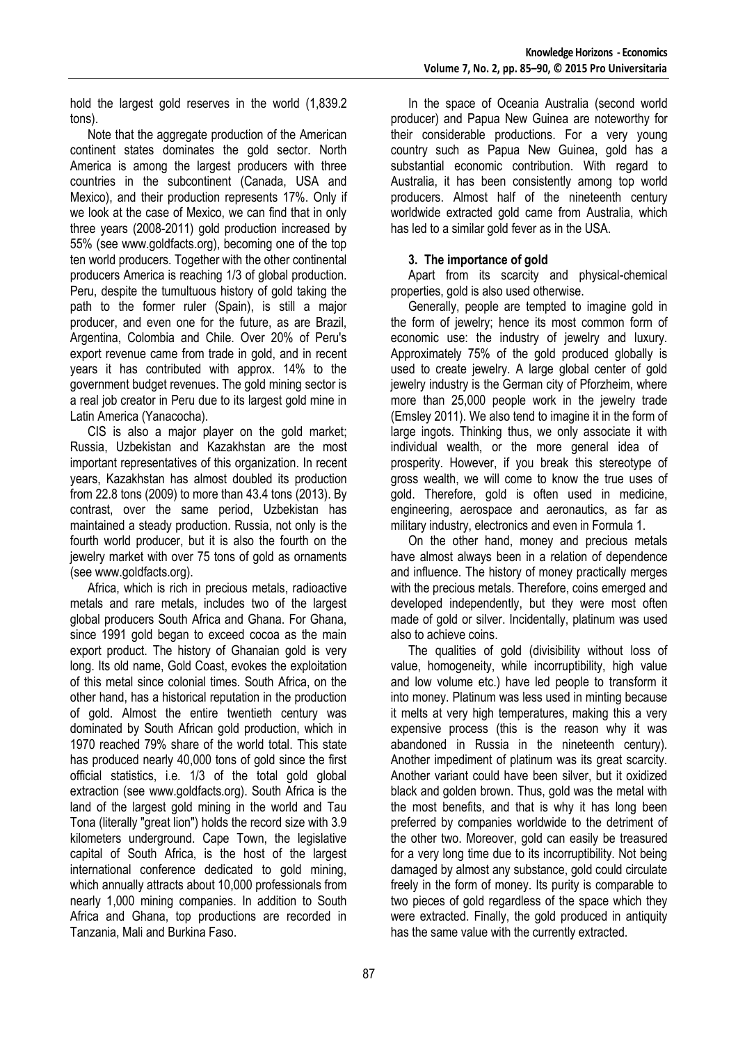hold the largest gold reserves in the world (1,839.2 tons).

Note that the aggregate production of the American continent states dominates the gold sector. North America is among the largest producers with three countries in the subcontinent (Canada, USA and Mexico), and their production represents 17%. Only if we look at the case of Mexico, we can find that in only three years (2008-2011) gold production increased by 55% (see www.goldfacts.org), becoming one of the top ten world producers. Together with the other continental producers America is reaching 1/3 of global production. Peru, despite the tumultuous history of gold taking the path to the former ruler (Spain), is still a major producer, and even one for the future, as are Brazil, Argentina, Colombia and Chile. Over 20% of Peru's export revenue came from trade in gold, and in recent years it has contributed with approx. 14% to the government budget revenues. The gold mining sector is a real job creator in Peru due to its largest gold mine in Latin America (Yanacocha).

CIS is also a major player on the gold market; Russia, Uzbekistan and Kazakhstan are the most important representatives of this organization. In recent years, Kazakhstan has almost doubled its production from 22.8 tons (2009) to more than 43.4 tons (2013). By contrast, over the same period, Uzbekistan has maintained a steady production. Russia, not only is the fourth world producer, but it is also the fourth on the jewelry market with over 75 tons of gold as ornaments (see www.goldfacts.org).

Africa, which is rich in precious metals, radioactive metals and rare metals, includes two of the largest global producers South Africa and Ghana. For Ghana, since 1991 gold began to exceed cocoa as the main export product. The history of Ghanaian gold is very long. Its old name, Gold Coast, evokes the exploitation of this metal since colonial times. South Africa, on the other hand, has a historical reputation in the production of gold. Almost the entire twentieth century was dominated by South African gold production, which in 1970 reached 79% share of the world total. This state has produced nearly 40,000 tons of gold since the first official statistics, i.e. 1/3 of the total gold global extraction (see www.goldfacts.org). South Africa is the land of the largest gold mining in the world and Tau Tona (literally "great lion") holds the record size with 3.9 kilometers underground. Cape Town, the legislative capital of South Africa, is the host of the largest international conference dedicated to gold mining, which annually attracts about 10,000 professionals from nearly 1,000 mining companies. In addition to South Africa and Ghana, top productions are recorded in Tanzania, Mali and Burkina Faso.

In the space of Oceania Australia (second world producer) and Papua New Guinea are noteworthy for their considerable productions. For a very young country such as Papua New Guinea, gold has a substantial economic contribution. With regard to Australia, it has been consistently among top world producers. Almost half of the nineteenth century worldwide extracted gold came from Australia, which has led to a similar gold fever as in the USA.

## 3. The importance of gold

Apart from its scarcity and physical-chemical properties, gold is also used otherwise.

Generally, people are tempted to imagine gold in the form of jewelry; hence its most common form of economic use: the industry of jewelry and luxury. Approximately 75% of the gold produced globally is used to create jewelry. A large global center of gold jewelry industry is the German city of Pforzheim, where more than 25,000 people work in the jewelry trade (Emsley 2011). We also tend to imagine it in the form of large ingots. Thinking thus, we only associate it with individual wealth, or the more general idea of prosperity. However, if you break this stereotype of gross wealth, we will come to know the true uses of gold. Therefore, gold is often used in medicine, engineering, aerospace and aeronautics, as far as military industry, electronics and even in Formula 1.

On the other hand, money and precious metals have almost always been in a relation of dependence and influence. The history of money practically merges with the precious metals. Therefore, coins emerged and developed independently, but they were most often made of gold or silver. Incidentally, platinum was used also to achieve coins.

The qualities of gold (divisibility without loss of value, homogeneity, while incorruptibility, high value and low volume etc.) have led people to transform it into money. Platinum was less used in minting because it melts at very high temperatures, making this a very expensive process (this is the reason why it was abandoned in Russia in the nineteenth century). Another impediment of platinum was its great scarcity. Another variant could have been silver, but it oxidized black and golden brown. Thus, gold was the metal with the most benefits, and that is why it has long been preferred by companies worldwide to the detriment of the other two. Moreover, gold can easily be treasured for a very long time due to its incorruptibility. Not being damaged by almost any substance, gold could circulate freely in the form of money. Its purity is comparable to two pieces of gold regardless of the space which they were extracted. Finally, the gold produced in antiquity has the same value with the currently extracted.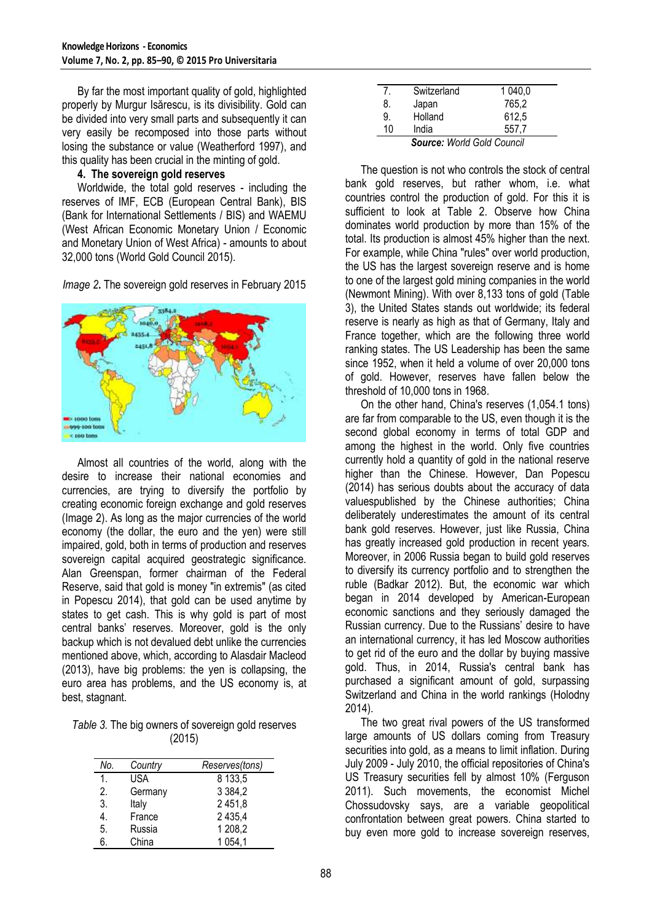By far the most important quality of gold, highlighted properly by Murgur Isărescu, is its divisibility. Gold can be divided into very small parts and subsequently it can very easily be recomposed into those parts without losing the substance or value (Weatherford 1997), and this quality has been crucial in the minting of gold.

### 4. The sovereign gold reserves

Worldwide, the total gold reserves - including the reserves of IMF, ECB (European Central Bank), BIS (Bank for International Settlements / BIS) and WAEMU (West African Economic Monetary Union / Economic and Monetary Union of West Africa) - amounts to about 32,000 tons (World Gold Council 2015).

*Image 2.* The sovereign gold reserves in February 2015

Almost all countries of the world, along with the desire to increase their national economies and currencies, are trying to diversify the portfolio by creating economic foreign exchange and gold reserves (Image 2). As long as the major currencies of the world economy (the dollar, the euro and the yen) were still impaired, gold, both in terms of production and reserves sovereign capital acquired geostrategic significance. Alan Greenspan, former chairman of the Federal Reserve, said that gold is money "in extremis" (as cited in Popescu 2014), that gold can be used anytime by states to get cash. This is why gold is part of most central banks' reserves. Moreover, gold is the only backup which is not devalued debt unlike the currencies mentioned above, which, according to Alasdair Macleod (2013), have big problems: the yen is collapsing, the euro area has problems, and the US economy is, at best, stagnant.

*Table 3.* The big owners of sovereign gold reserves (2015)

| No. | Country | Reserves(tons) |
|---|---|---|
| 1. | USA | 8 133,5 |
| 2. | Germany | 3 384,2 |
| 3. | Italy | 2 451,8 |
| 4. | France | 2 435,4 |
| 5. | Russia | 1 208,2 |
| 6. | China | 1 054,1 |
| 7. | Switzerland | 1 040,0 |
| 8. | Japan | 765,2 |
| 9. | Holland | 612,5 |
| 10 | India | 557,7 |

***Source:*** *World Gold Council*

The question is not who controls the stock of central bank gold reserves, but rather whom, i.e. what countries control the production of gold. For this it is sufficient to look at Table 2. Observe how China dominates world production by more than 15% of the total. Its production is almost 45% higher than the next. For example, while China "rules" over world production, the US has the largest sovereign reserve and is home to one of the largest gold mining companies in the world (Newmont Mining). With over 8,133 tons of gold (Table 3), the United States stands out worldwide; its federal reserve is nearly as high as that of Germany, Italy and France together, which are the following three world ranking states. The US Leadership has been the same since 1952, when it held a volume of over 20,000 tons of gold. However, reserves have fallen below the threshold of 10,000 tons in 1968.

On the other hand, China's reserves (1,054.1 tons) are far from comparable to the US, even though it is the second global economy in terms of total GDP and among the highest in the world. Only five countries currently hold a quantity of gold in the national reserve higher than the Chinese. However, Dan Popescu (2014) has serious doubts about the accuracy of data valuespublished by the Chinese authorities; China deliberately underestimates the amount of its central bank gold reserves. However, just like Russia, China has greatly increased gold production in recent years. Moreover, in 2006 Russia began to build gold reserves to diversify its currency portfolio and to strengthen the ruble (Badkar 2012). But, the economic war which began in 2014 developed by American-European economic sanctions and they seriously damaged the Russian currency. Due to the Russians' desire to have an international currency, it has led Moscow authorities to get rid of the euro and the dollar by buying massive gold. Thus, in 2014, Russia's central bank has purchased a significant amount of gold, surpassing Switzerland and China in the world rankings (Holodny 2014).

The two great rival powers of the US transformed large amounts of US dollars coming from Treasury securities into gold, as a means to limit inflation. During July 2009 - July 2010, the official repositories of China's US Treasury securities fell by almost 10% (Ferguson 2011). Such movements, the economist Michel Chossudovsky says, are a variable geopolitical confrontation between great powers. China started to buy even more gold to increase sovereign reserves,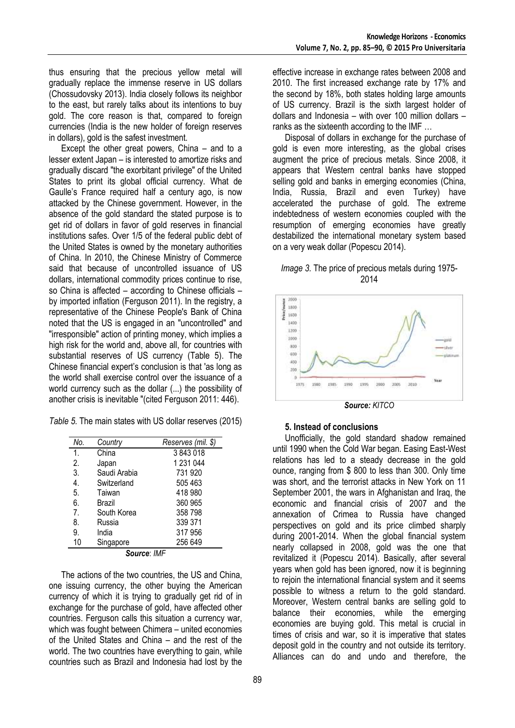thus ensuring that the precious yellow metal will gradually replace the immense reserve in US dollars (Chossudovsky 2013). India closely follows its neighbor to the east, but rarely talks about its intentions to buy gold. The core reason is that, compared to foreign currencies (India is the new holder of foreign reserves in dollars), gold is the safest investment.

Except the other great powers, China – and to a lesser extent Japan – is interested to amortize risks and gradually discard "the exorbitant privilege" of the United States to print its global official currency. What de Gaulle's France required half a century ago, is now attacked by the Chinese government. However, in the absence of the gold standard the stated purpose is to get rid of dollars in favor of gold reserves in financial institutions safes. Over 1/5 of the federal public debt of the United States is owned by the monetary authorities of China. In 2010, the Chinese Ministry of Commerce said that because of uncontrolled issuance of US dollars, international commodity prices continue to rise, so China is affected – according to Chinese officials – by imported inflation (Ferguson 2011). In the registry, a representative of the Chinese People's Bank of China noted that the US is engaged in an "uncontrolled" and "irresponsible" action of printing money, which implies a high risk for the world and, above all, for countries with substantial reserves of US currency (Table 5). The Chinese financial expert's conclusion is that 'as long as the world shall exercise control over the issuance of a world currency such as the dollar (...) the possibility of another crisis is inevitable "(cited Ferguson 2011: 446).

*Table 5.* The main states with US dollar reserves (2015)

| No. | Country | Reserves (mil. $) |
|---|---|---|
| 1. | China | 3 843 018 |
| 2. | Japan | 1 231 044 |
| 3. | Saudi Arabia | 731 920 |
| 4. | Switzerland | 505 463 |
| 5. | Taiwan | 418 980 |
| 6. | Brazil | 360 965 |
| 7. | South Korea | 358 798 |
| 8. | Russia | 339 371 |
| 9. | India | 317 956 |
| 10 | Singapore | 256 649 |

***Source**: IMF*

The actions of the two countries, the US and China, one issuing currency, the other buying the American currency of which it is trying to gradually get rid of in exchange for the purchase of gold, have affected other countries. Ferguson calls this situation a currency war, which was fought between Chimera – united economies of the United States and China – and the rest of the world. The two countries have everything to gain, while countries such as Brazil and Indonesia had lost by the effective increase in exchange rates between 2008 and 2010. The first increased exchange rate by 17% and the second by 18%, both states holding large amounts of US currency. Brazil is the sixth largest holder of dollars and Indonesia – with over 100 million dollars – ranks as the sixteenth according to the IMF …

Disposal of dollars in exchange for the purchase of gold is even more interesting, as the global crises augment the price of precious metals. Since 2008, it appears that Western central banks have stopped selling gold and banks in emerging economies (China, India, Russia, Brazil and even Turkey) have accelerated the purchase of gold. The extreme indebtedness of western economies coupled with the resumption of emerging economies have greatly destabilized the international monetary system based on a very weak dollar (Popescu 2014).

*Image 3.* The price of precious metals during 1975-2014

***Source:** KITCO*

## 5. Instead of conclusions

Unofficially, the gold standard shadow remained until 1990 when the Cold War began. Easing East-West relations has led to a steady decrease in the gold ounce, ranging from $ 800 to less than 300. Only time was short, and the terrorist attacks in New York on 11 September 2001, the wars in Afghanistan and Iraq, the economic and financial crisis of 2007 and the annexation of Crimea to Russia have changed perspectives on gold and its price climbed sharply during 2001-2014. When the global financial system nearly collapsed in 2008, gold was the one that revitalized it (Popescu 2014). Basically, after several years when gold has been ignored, now it is beginning to rejoin the international financial system and it seems possible to witness a return to the gold standard. Moreover, Western central banks are selling gold to balance their economies, while the emerging economies are buying gold. This metal is crucial in times of crisis and war, so it is imperative that states deposit gold in the country and not outside its territory. Alliances can do and undo and therefore, the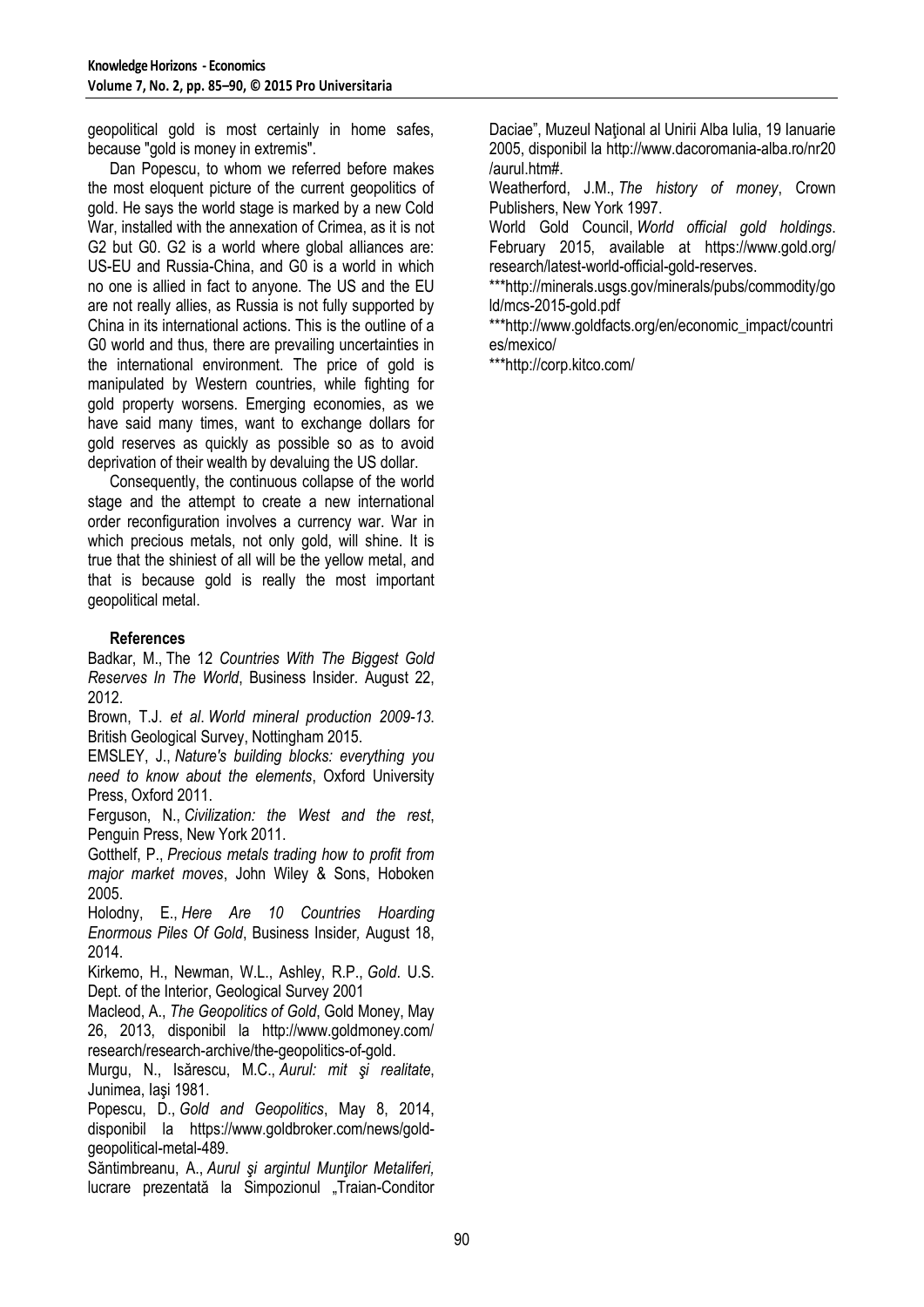geopolitical gold is most certainly in home safes, because "gold is money in extremis".

Dan Popescu, to whom we referred before makes the most eloquent picture of the current geopolitics of gold. He says the world stage is marked by a new Cold War, installed with the annexation of Crimea, as it is not G2 but G0. G2 is a world where global alliances are: US-EU and Russia-China, and G0 is a world in which no one is allied in fact to anyone. The US and the EU are not really allies, as Russia is not fully supported by China in its international actions. This is the outline of a G0 world and thus, there are prevailing uncertainties in the international environment. The price of gold is manipulated by Western countries, while fighting for gold property worsens. Emerging economies, as we have said many times, want to exchange dollars for gold reserves as quickly as possible so as to avoid deprivation of their wealth by devaluing the US dollar.

Consequently, the continuous collapse of the world stage and the attempt to create a new international order reconfiguration involves a currency war. War in which precious metals, not only gold, will shine. It is true that the shiniest of all will be the yellow metal, and that is because gold is really the most important geopolitical metal.

**References**

Badkar, M., The 12 *Countries With The Biggest Gold Reserves In The World*, Business Insider. August 22, 2012.

Brown, T.J. *et al*. *World mineral production 2009-13*. British Geological Survey, Nottingham 2015.

EMSLEY, J., *Nature's building blocks: everything you need to know about the elements*, Oxford University Press, Oxford 2011.

Ferguson, N., *Civilization: the West and the rest*, Penguin Press, New York 2011.

Gotthelf, P., *Precious metals trading how to profit from major market moves*, John Wiley & Sons, Hoboken 2005.

Holodny, E., *Here Are 10 Countries Hoarding Enormous Piles Of Gold*, Business Insider*,* August 18, 2014.

Kirkemo, H., Newman, W.L., Ashley, R.P., *Gold*. U.S. Dept. of the Interior, Geological Survey 2001

Macleod, A., *The Geopolitics of Gold*, Gold Money, May 26, 2013, disponibil la http://www.goldmoney.com/research/research-archive/the-geopolitics-of-gold.

Murgu, N., Isărescu, M.C., *Aurul: mit şi realitate*, Junimea, Iaşi 1981.

Popescu, D., *Gold and Geopolitics*, May 8, 2014, disponibil la https://www.goldbroker.com/news/gold-geopolitical-metal-489.

Săntimbreanu, A., *Aurul şi argintul Munţilor Metaliferi,* lucrare prezentată la Simpozionul „Traian-Conditor Daciae", Muzeul Naţional al Unirii Alba Iulia, 19 Ianuarie 2005, disponibil la http://www.dacoromania-alba.ro/nr20/aurul.htm#.

Weatherford, J.M., *The history of money*, Crown Publishers, New York 1997.

World Gold Council, *World official gold holdings*. February 2015, available at https://www.gold.org/research/latest-world-official-gold-reserves.

***http://minerals.usgs.gov/minerals/pubs/commodity/gold/mcs-2015-gold.pdf

***http://www.goldfacts.org/en/economic_impact/countries/mexico/

***http://corp.kitco.com/